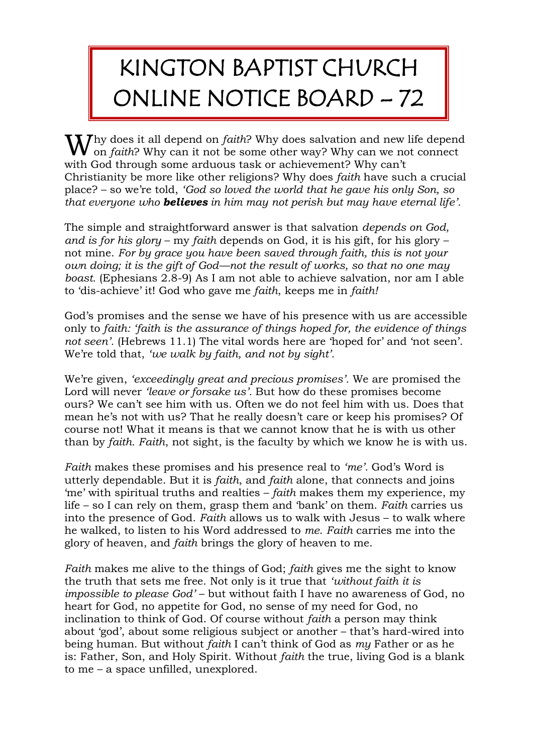# KINGTON BAPTIST CHURCH ONLINE NOTICE BOARD – 72

Why does it all depend on *faith*? Why does salvation and new life depend on *faith*? Why can it not be some other way? Why can we not connect with God through some arduous task or achievement? Why can't Christianity be more like other religions? Why does *faith* have such a crucial place? – so we're told, *'God so loved the world that he gave his only Son, so that everyone who* ***believes*** *in him may not perish but may have eternal life'.*

The simple and straightforward answer is that salvation *depends on God, and is for his glory* – my *faith* depends on God, it is his gift, for his glory – not mine. *For by grace you have been saved through faith, this is not your own doing; it is the gift of God—not the result of works, so that no one may boast.* (Ephesians 2.8-9) As I am not able to achieve salvation, nor am I able to 'dis-achieve' it! God who gave me *faith*, keeps me in *faith!*

God's promises and the sense we have of his presence with us are accessible only to *faith: 'faith is the assurance of things hoped for, the evidence of things not seen'.* (Hebrews 11.1) The vital words here are 'hoped for' and 'not seen'. We're told that, *'we walk by faith, and not by sight'.*

We're given, *'exceedingly great and precious promises'.* We are promised the Lord will never *'leave or forsake us'*. But how do these promises become ours? We can't see him with us. Often we do not feel him with us. Does that mean he's not with us? That he really doesn't care or keep his promises? Of course not! What it means is that we cannot know that he is with us other than by *faith. Faith*, not sight, is the faculty by which we know he is with us.

*Faith* makes these promises and his presence real to *'me'.* God's Word is utterly dependable. But it is *faith*, and *faith* alone, that connects and joins 'me' with spiritual truths and realties – *faith* makes them my experience, my life – so I can rely on them, grasp them and 'bank' on them. *Faith* carries us into the presence of God. *Faith* allows us to walk with Jesus – to walk where he walked, to listen to his Word addressed to *me*. *Faith* carries me into the glory of heaven, and *faith* brings the glory of heaven to me.

*Faith* makes me alive to the things of God; *faith* gives me the sight to know the truth that sets me free. Not only is it true that *'without faith it is impossible to please God'* – but without faith I have no awareness of God, no heart for God, no appetite for God, no sense of my need for God, no inclination to think of God. Of course without *faith* a person may think about 'god', about some religious subject or another – that's hard-wired into being human. But without *faith* I can't think of God as *my* Father or as he is: Father, Son, and Holy Spirit. Without *faith* the true, living God is a blank to me – a space unfilled, unexplored.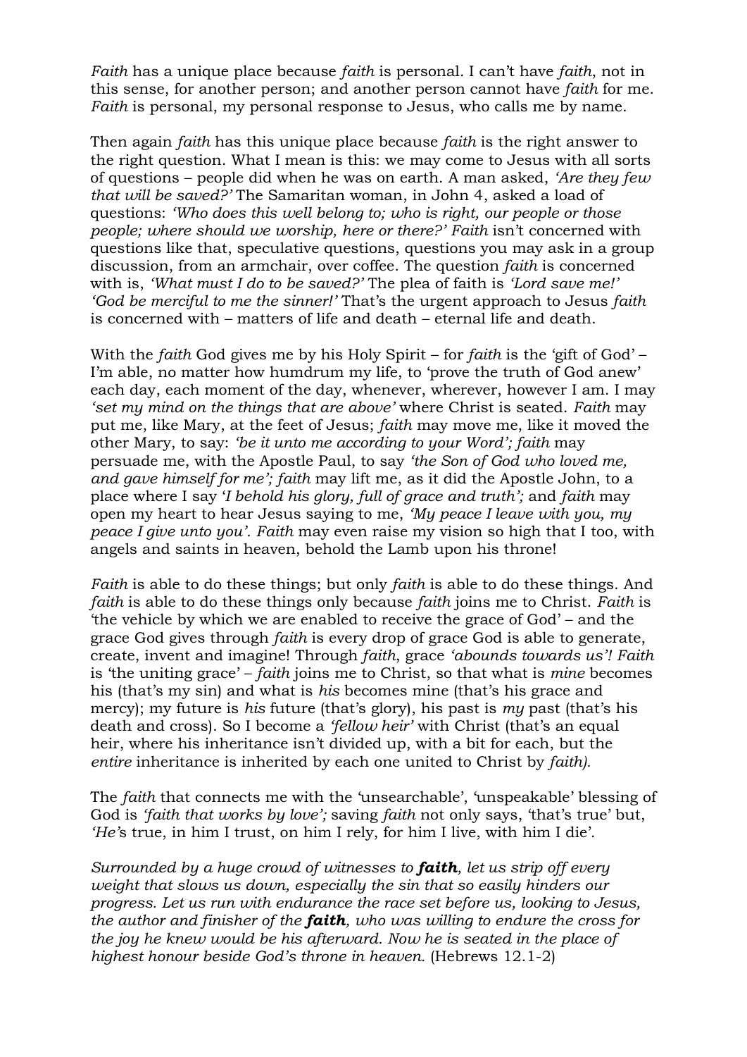*Faith* has a unique place because *faith* is personal. I can't have *faith*, not in this sense, for another person; and another person cannot have *faith* for me. *Faith* is personal, my personal response to Jesus, who calls me by name.

Then again *faith* has this unique place because *faith* is the right answer to the right question. What I mean is this: we may come to Jesus with all sorts of questions – people did when he was on earth. A man asked, *'Are they few that will be saved?'* The Samaritan woman, in John 4, asked a load of questions: *'Who does this well belong to; who is right, our people or those people; where should we worship, here or there?' Faith* isn't concerned with questions like that, speculative questions, questions you may ask in a group discussion, from an armchair, over coffee. The question *faith* is concerned with is, *'What must I do to be saved?'* The plea of faith is *'Lord save me!' 'God be merciful to me the sinner!'* That's the urgent approach to Jesus *faith* is concerned with – matters of life and death – eternal life and death.

With the *faith* God gives me by his Holy Spirit – for *faith* is the 'gift of God' – I'm able, no matter how humdrum my life, to 'prove the truth of God anew' each day, each moment of the day, whenever, wherever, however I am. I may *'set my mind on the things that are above'* where Christ is seated. *Faith* may put me, like Mary, at the feet of Jesus; *faith* may move me, like it moved the other Mary, to say: *'be it unto me according to your Word'; faith* may persuade me, with the Apostle Paul, to say *'the Son of God who loved me, and gave himself for me'; faith* may lift me, as it did the Apostle John, to a place where I say '*I behold his glory, full of grace and truth';* and *faith* may open my heart to hear Jesus saying to me, *'My peace I leave with you, my peace I give unto you'. Faith* may even raise my vision so high that I too, with angels and saints in heaven, behold the Lamb upon his throne!

*Faith* is able to do these things; but only *faith* is able to do these things. And *faith* is able to do these things only because *faith* joins me to Christ. *Faith* is 'the vehicle by which we are enabled to receive the grace of God' – and the grace God gives through *faith* is every drop of grace God is able to generate, create, invent and imagine! Through *faith*, grace *'abounds towards us'! Faith* is 'the uniting grace' – *faith* joins me to Christ, so that what is *mine* becomes his (that's my sin) and what is *his* becomes mine (that's his grace and mercy); my future is *his* future (that's glory), his past is *my* past (that's his death and cross). So I become a *'fellow heir'* with Christ (that's an equal heir, where his inheritance isn't divided up, with a bit for each, but the *entire* inheritance is inherited by each one united to Christ by *faith).*

The *faith* that connects me with the 'unsearchable', 'unspeakable' blessing of God is *'faith that works by love';* saving *faith* not only says, 'that's true' but, *'He'*s true, in him I trust, on him I rely, for him I live, with him I die'.

*Surrounded by a huge crowd of witnesses to* ***faith****, let us strip off every weight that slows us down, especially the sin that so easily hinders our progress. Let us run with endurance the race set before us, looking to Jesus, the author and finisher of the* ***faith****, who was willing to endure the cross for the joy he knew would be his afterward. Now he is seated in the place of highest honour beside God's throne in heaven.* (Hebrews 12.1-2)